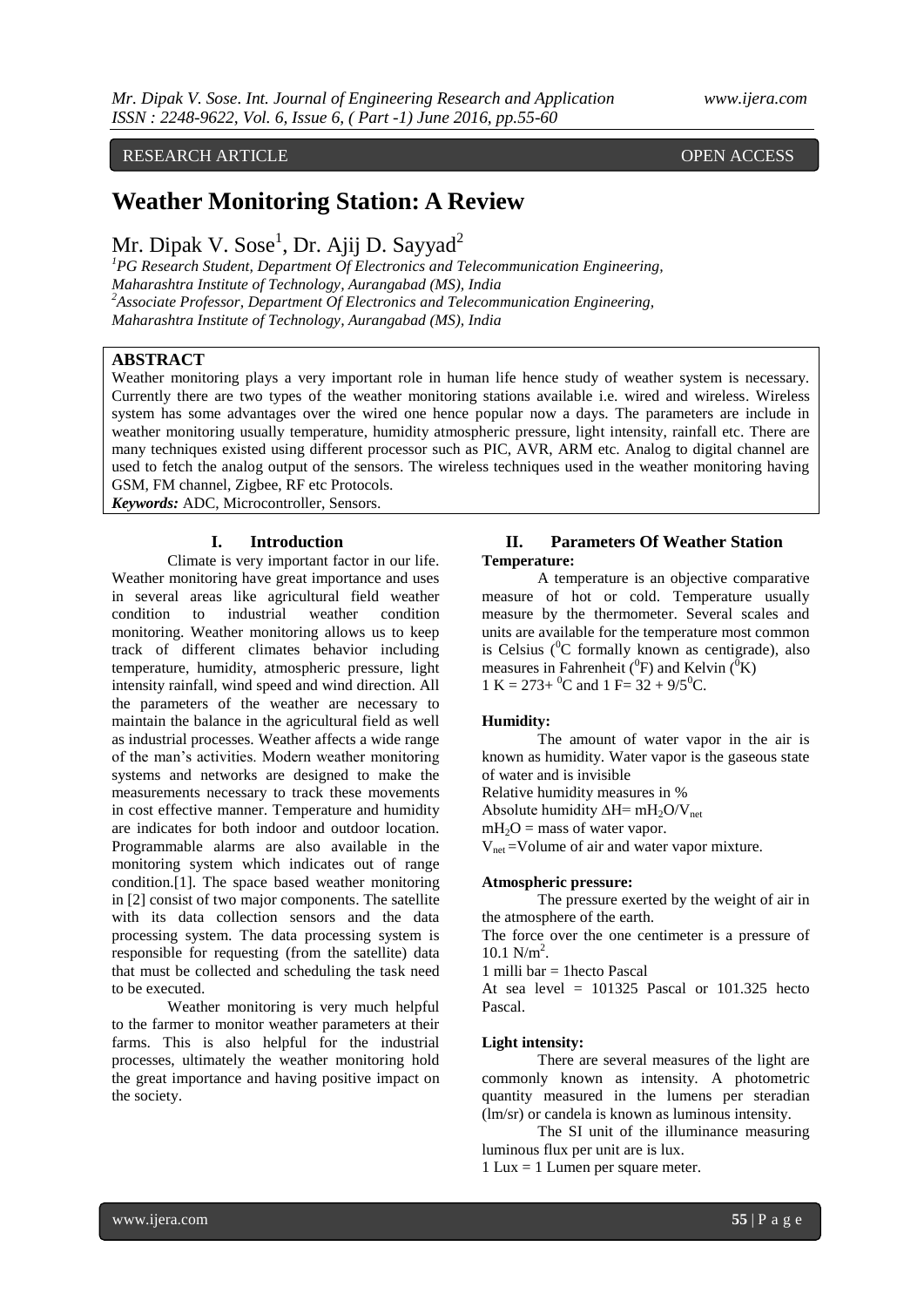RESEARCH ARTICLE OPEN ACCESS

# Weather Monitoring Station: A Review

Mr. Dipak V. Sose[1], Dr. Ajij D. Sayyad[2]

[1]PG Research Student, Department Of Electronics and Telecommunication Engineering, Maharashtra Institute of Technology, Aurangabad (MS), India
[2]Associate Professor, Department Of Electronics and Telecommunication Engineering, Maharashtra Institute of Technology, Aurangabad (MS), India

## ABSTRACT

Weather monitoring plays a very important role in human life hence study of weather system is necessary. Currently there are two types of the weather monitoring stations available i.e. wired and wireless. Wireless system has some advantages over the wired one hence popular now a days. The parameters are include in weather monitoring usually temperature, humidity atmospheric pressure, light intensity, rainfall etc. There are many techniques existed using different processor such as PIC, AVR, ARM etc. Analog to digital channel are used to fetch the analog output of the sensors. The wireless techniques used in the weather monitoring having GSM, FM channel, Zigbee, RF etc Protocols.

***Keywords:*** ADC, Microcontroller, Sensors.

## I. Introduction

Climate is very important factor in our life. Weather monitoring have great importance and uses in several areas like agricultural field weather condition to industrial weather condition monitoring. Weather monitoring allows us to keep track of different climates behavior including temperature, humidity, atmospheric pressure, light intensity rainfall, wind speed and wind direction. All the parameters of the weather are necessary to maintain the balance in the agricultural field as well as industrial processes. Weather affects a wide range of the man's activities. Modern weather monitoring systems and networks are designed to make the measurements necessary to track these movements in cost effective manner. Temperature and humidity are indicates for both indoor and outdoor location. Programmable alarms are also available in the monitoring system which indicates out of range condition.[1]. The space based weather monitoring in [2] consist of two major components. The satellite with its data collection sensors and the data processing system. The data processing system is responsible for requesting (from the satellite) data that must be collected and scheduling the task need to be executed.

Weather monitoring is very much helpful to the farmer to monitor weather parameters at their farms. This is also helpful for the industrial processes, ultimately the weather monitoring hold the great importance and having positive impact on the society.

## II. Parameters Of Weather Station

**Temperature:**

A temperature is an objective comparative measure of hot or cold. Temperature usually measure by the thermometer. Several scales and units are available for the temperature most common is Celsius ($^0$C formally known as centigrade), also measures in Fahrenheit ($^0$F) and Kelvin ($^0$K)
1 K = 273+ $^0$C and 1 F= 32 + 9/5$^0$C.

**Humidity:**

The amount of water vapor in the air is known as humidity. Water vapor is the gaseous state of water and is invisible
Relative humidity measures in %
Absolute humidity $\Delta H = mH_2O/V_{net}$
$mH_2O$ = mass of water vapor.
$V_{net}$ =Volume of air and water vapor mixture.

**Atmospheric pressure:**

The pressure exerted by the weight of air in the atmosphere of the earth.
The force over the one centimeter is a pressure of 10.1 N/m$^2$.
1 milli bar = 1hecto Pascal
At sea level = 101325 Pascal or 101.325 hecto Pascal.

**Light intensity:**

There are several measures of the light are commonly known as intensity. A photometric quantity measured in the lumens per steradian (lm/sr) or candela is known as luminous intensity.

The SI unit of the illuminance measuring luminous flux per unit are is lux.
1 Lux = 1 Lumen per square meter.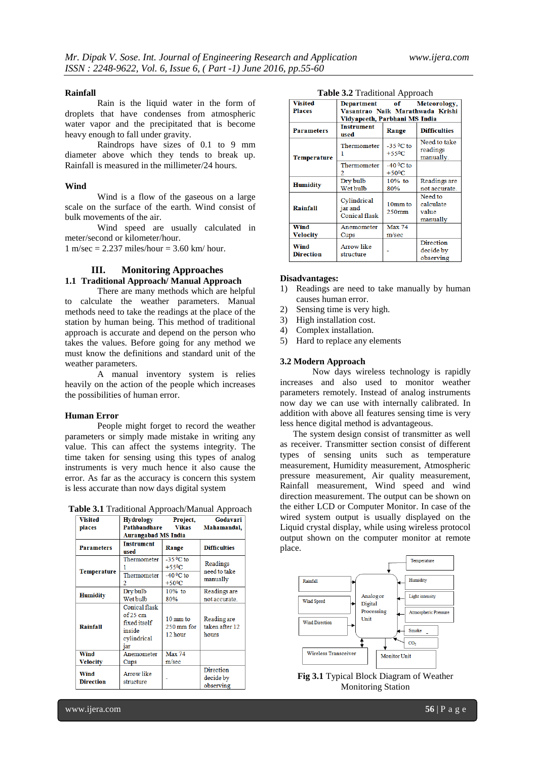**Rainfall**

Rain is the liquid water in the form of droplets that have condenses from atmospheric water vapor and the precipitated that is become heavy enough to fall under gravity.

Raindrops have sizes of 0.1 to 9 mm diameter above which they tends to break up. Rainfall is measured in the millimeter/24 hours.

**Wind**

Wind is a flow of the gaseous on a large scale on the surface of the earth. Wind consist of bulk movements of the air.

Wind speed are usually calculated in meter/second or kilometer/hour.

1 m/sec = 2.237 miles/hour = 3.60 km/ hour.

## III. Monitoring Approaches

### 1.1 Traditional Approach/ Manual Approach

There are many methods which are helpful to calculate the weather parameters. Manual methods need to take the readings at the place of the station by human being. This method of traditional approach is accurate and depend on the person who takes the values. Before going for any method we must know the definitions and standard unit of the weather parameters.

A manual inventory system is relies heavily on the action of the people which increases the possibilities of human error.

**Human Error**

People might forget to record the weather parameters or simply made mistake in writing any value. This can affect the systems integrity. The time taken for sensing using this types of analog instruments is very much hence it also cause the error. As far as the accuracy is concern this system is less accurate than now days digital system

**Table 3.1** Traditional Approach/Manual Approach

| Visited places | Hydrology Project, Godavari Pathbandhare Vikas Mahamandal, Aurangabad MS India | | |
|---|---|---|---|
| Parameters | Instrument used | Range | Difficulties |
| Temperature | Thermometer 1 | -35 ⁰C to +55⁰C | Readings need to take manually |
| | Thermometer 2 | -40 ⁰C to +50⁰C | |
| Humidity | Dry bulb Wet bulb | 10% to 80% | Readings are not accurate. |
| Rainfall | Conical flask of 25 cm fixed itself inside cylindrical jar | 10 mm to 250 mm for 12 hour | Reading are taken after 12 hours |
| Wind Velocity | Anemometer Cups | Max 74 m/sec | |
| Wind Direction | Arrow like structure | - | Direction decide by observing |

**Table 3.2** Traditional Approach

| Visited Places | Department of Meteorology, Vasantrao Naik Marathwada Krishi Vidyapeeth, Parbhani MS India | | |
|---|---|---|---|
| Parameters | Instrument used | Range | Difficulties |
| Temperature | Thermometer 1 | -35 ⁰C to +55⁰C | Need to take readings manually. |
| | Thermometer 2 | -40 ⁰C to +50⁰C | |
| Humidity | Dry bulb Wet bulb | 10% to 80% | Readings are not accurate. |
| Rainfall | Cylindrical jar and Conical flask | 10mm to 250mm | Need to calculate value manually |
| Wind Velocity | Anemometer Cups | Max 74 m/sec | |
| Wind Direction | Arrow like structure | - | Direction decide by observing |

**Disadvantages:**

1) Readings are need to take manually by human causes human error.
2) Sensing time is very high.
3) High installation cost.
4) Complex installation.
5) Hard to replace any elements

### 3.2 Modern Approach

Now days wireless technology is rapidly increases and also used to monitor weather parameters remotely. Instead of analog instruments now day we can use with internally calibrated. In addition with above all features sensing time is very less hence digital method is advantageous.

The system design consist of transmitter as well as receiver. Transmitter section consist of different types of sensing units such as temperature measurement, Humidity measurement, Atmospheric pressure measurement, Air quality measurement, Rainfall measurement, Wind speed and wind direction measurement. The output can be shown on the either LCD or Computer Monitor. In case of the wired system output is usually displayed on the Liquid crystal display, while using wireless protocol output shown on the computer monitor at remote place.

**Fig 3.1** Typical Block Diagram of Weather Monitoring Station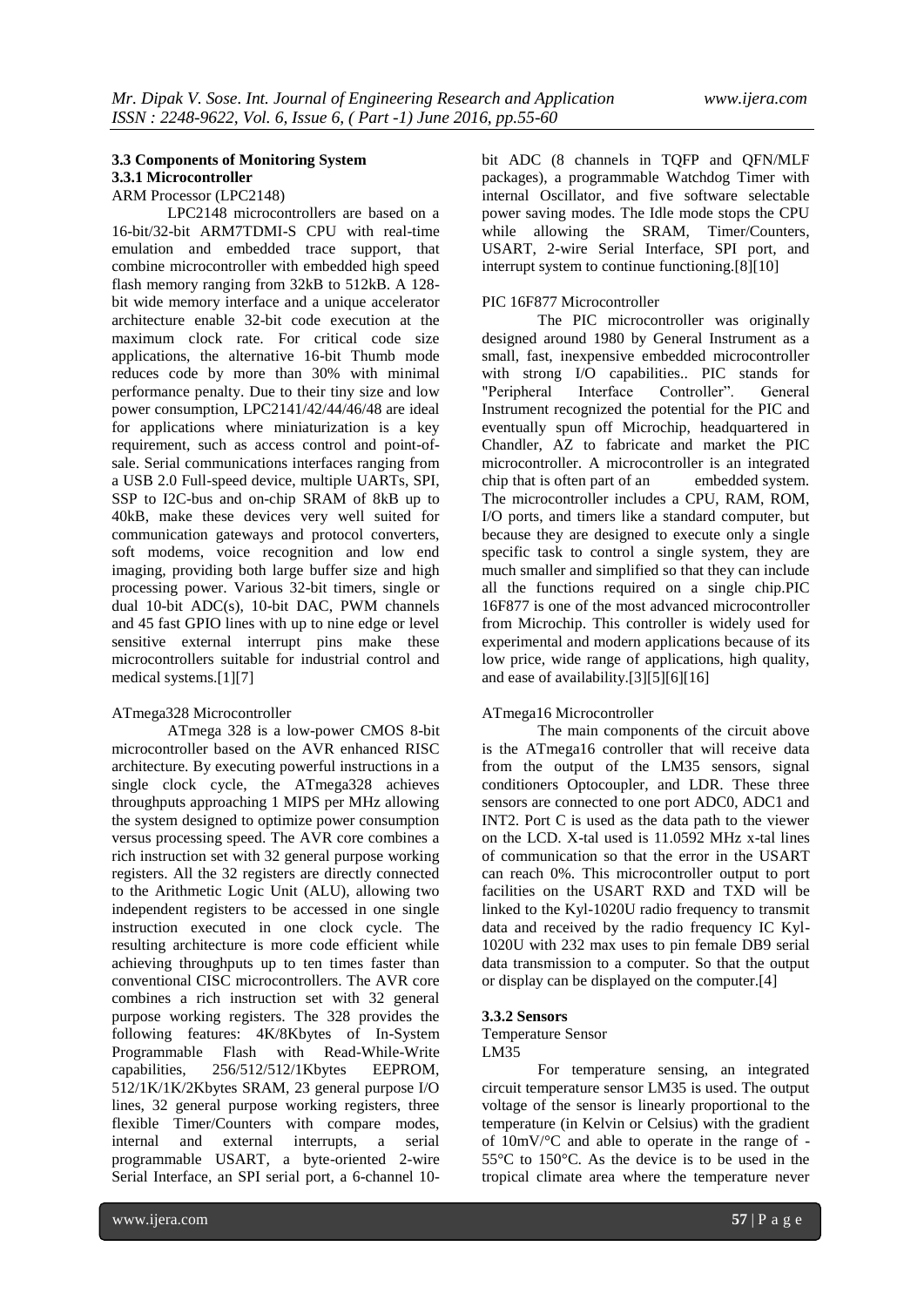### 3.3 Components of Monitoring System

#### 3.3.1 Microcontroller

ARM Processor (LPC2148)

LPC2148 microcontrollers are based on a 16-bit/32-bit ARM7TDMI-S CPU with real-time emulation and embedded trace support, that combine microcontroller with embedded high speed flash memory ranging from 32kB to 512kB. A 128-bit wide memory interface and a unique accelerator architecture enable 32-bit code execution at the maximum clock rate. For critical code size applications, the alternative 16-bit Thumb mode reduces code by more than 30% with minimal performance penalty. Due to their tiny size and low power consumption, LPC2141/42/44/46/48 are ideal for applications where miniaturization is a key requirement, such as access control and point-of-sale. Serial communications interfaces ranging from a USB 2.0 Full-speed device, multiple UARTs, SPI, SSP to I2C-bus and on-chip SRAM of 8kB up to 40kB, make these devices very well suited for communication gateways and protocol converters, soft modems, voice recognition and low end imaging, providing both large buffer size and high processing power. Various 32-bit timers, single or dual 10-bit ADC(s), 10-bit DAC, PWM channels and 45 fast GPIO lines with up to nine edge or level sensitive external interrupt pins make these microcontrollers suitable for industrial control and medical systems.[1][7]

ATmega328 Microcontroller

ATmega 328 is a low-power CMOS 8-bit microcontroller based on the AVR enhanced RISC architecture. By executing powerful instructions in a single clock cycle, the ATmega328 achieves throughputs approaching 1 MIPS per MHz allowing the system designed to optimize power consumption versus processing speed. The AVR core combines a rich instruction set with 32 general purpose working registers. All the 32 registers are directly connected to the Arithmetic Logic Unit (ALU), allowing two independent registers to be accessed in one single instruction executed in one clock cycle. The resulting architecture is more code efficient while achieving throughputs up to ten times faster than conventional CISC microcontrollers. The AVR core combines a rich instruction set with 32 general purpose working registers. The 328 provides the following features: 4K/8Kbytes of In-System Programmable Flash with Read-While-Write capabilities, 256/512/512/1Kbytes EEPROM, 512/1K/1K/2Kbytes SRAM, 23 general purpose I/O lines, 32 general purpose working registers, three flexible Timer/Counters with compare modes, internal and external interrupts, a serial programmable USART, a byte-oriented 2-wire Serial Interface, an SPI serial port, a 6-channel 10-bit ADC (8 channels in TQFP and QFN/MLF packages), a programmable Watchdog Timer with internal Oscillator, and five software selectable power saving modes. The Idle mode stops the CPU while allowing the SRAM, Timer/Counters, USART, 2-wire Serial Interface, SPI port, and interrupt system to continue functioning.[8][10]

PIC 16F877 Microcontroller

The PIC microcontroller was originally designed around 1980 by General Instrument as a small, fast, inexpensive embedded microcontroller with strong I/O capabilities.. PIC stands for "Peripheral Interface Controller". General Instrument recognized the potential for the PIC and eventually spun off Microchip, headquartered in Chandler, AZ to fabricate and market the PIC microcontroller. A microcontroller is an integrated chip that is often part of an embedded system. The microcontroller includes a CPU, RAM, ROM, I/O ports, and timers like a standard computer, but because they are designed to execute only a single specific task to control a single system, they are much smaller and simplified so that they can include all the functions required on a single chip.PIC 16F877 is one of the most advanced microcontroller from Microchip. This controller is widely used for experimental and modern applications because of its low price, wide range of applications, high quality, and ease of availability.[3][5][6][16]

ATmega16 Microcontroller

The main components of the circuit above is the ATmega16 controller that will receive data from the output of the LM35 sensors, signal conditioners Optocoupler, and LDR. These three sensors are connected to one port ADC0, ADC1 and INT2. Port C is used as the data path to the viewer on the LCD. X-tal used is 11.0592 MHz x-tal lines of communication so that the error in the USART can reach 0%. This microcontroller output to port facilities on the USART RXD and TXD will be linked to the Kyl-1020U radio frequency to transmit data and received by the radio frequency IC Kyl-1020U with 232 max uses to pin female DB9 serial data transmission to a computer. So that the output or display can be displayed on the computer.[4]

#### 3.3.2 Sensors

Temperature Sensor

LM35

For temperature sensing, an integrated circuit temperature sensor LM35 is used. The output voltage of the sensor is linearly proportional to the temperature (in Kelvin or Celsius) with the gradient of 10mV/°C and able to operate in the range of -55°C to 150°C. As the device is to be used in the tropical climate area where the temperature never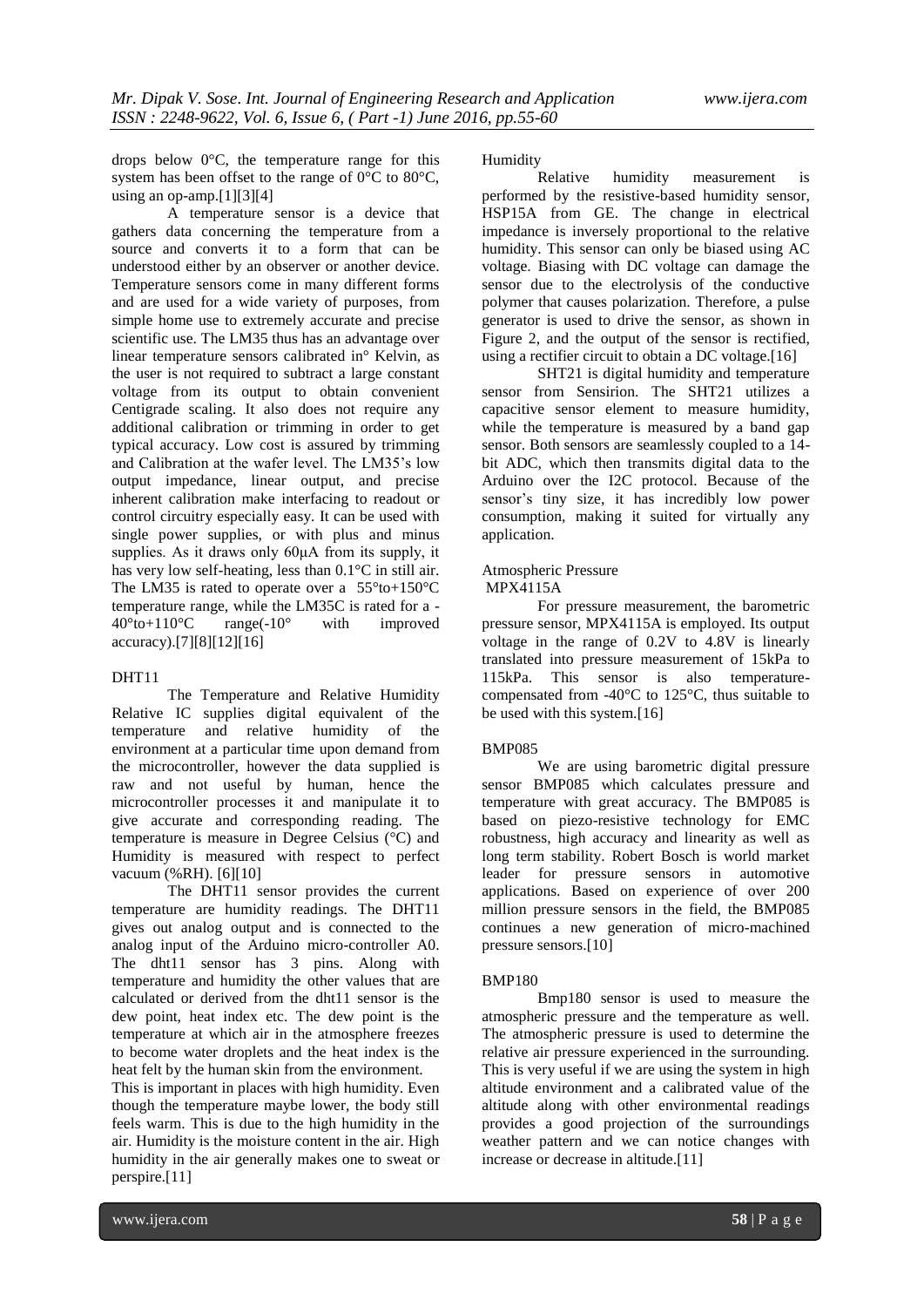drops below 0°C, the temperature range for this system has been offset to the range of 0°C to 80°C, using an op-amp.[1][3][4]

A temperature sensor is a device that gathers data concerning the temperature from a source and converts it to a form that can be understood either by an observer or another device. Temperature sensors come in many different forms and are used for a wide variety of purposes, from simple home use to extremely accurate and precise scientific use. The LM35 thus has an advantage over linear temperature sensors calibrated in° Kelvin, as the user is not required to subtract a large constant voltage from its output to obtain convenient Centigrade scaling. It also does not require any additional calibration or trimming in order to get typical accuracy. Low cost is assured by trimming and Calibration at the wafer level. The LM35's low output impedance, linear output, and precise inherent calibration make interfacing to readout or control circuitry especially easy. It can be used with single power supplies, or with plus and minus supplies. As it draws only 60μA from its supply, it has very low self-heating, less than 0.1°C in still air. The LM35 is rated to operate over a 55°to+150°C temperature range, while the LM35C is rated for a -40°to+110°C range(-10° with improved accuracy).[7][8][12][16]

### DHT11

The Temperature and Relative Humidity Relative IC supplies digital equivalent of the temperature and relative humidity of the environment at a particular time upon demand from the microcontroller, however the data supplied is raw and not useful by human, hence the microcontroller processes it and manipulate it to give accurate and corresponding reading. The temperature is measure in Degree Celsius (°C) and Humidity is measured with respect to perfect vacuum (%RH). [6][10]

The DHT11 sensor provides the current temperature are humidity readings. The DHT11 gives out analog output and is connected to the analog input of the Arduino micro-controller A0. The dht11 sensor has 3 pins. Along with temperature and humidity the other values that are calculated or derived from the dht11 sensor is the dew point, heat index etc. The dew point is the temperature at which air in the atmosphere freezes to become water droplets and the heat index is the heat felt by the human skin from the environment.

This is important in places with high humidity. Even though the temperature maybe lower, the body still feels warm. This is due to the high humidity in the air. Humidity is the moisture content in the air. High humidity in the air generally makes one to sweat or perspire.[11]

### Humidity

Relative humidity measurement is performed by the resistive-based humidity sensor, HSP15A from GE. The change in electrical impedance is inversely proportional to the relative humidity. This sensor can only be biased using AC voltage. Biasing with DC voltage can damage the sensor due to the electrolysis of the conductive polymer that causes polarization. Therefore, a pulse generator is used to drive the sensor, as shown in Figure 2, and the output of the sensor is rectified, using a rectifier circuit to obtain a DC voltage.[16]

SHT21 is digital humidity and temperature sensor from Sensirion. The SHT21 utilizes a capacitive sensor element to measure humidity, while the temperature is measured by a band gap sensor. Both sensors are seamlessly coupled to a 14-bit ADC, which then transmits digital data to the Arduino over the I2C protocol. Because of the sensor's tiny size, it has incredibly low power consumption, making it suited for virtually any application.

### Atmospheric Pressure

#### MPX4115A

For pressure measurement, the barometric pressure sensor, MPX4115A is employed. Its output voltage in the range of 0.2V to 4.8V is linearly translated into pressure measurement of 15kPa to 115kPa. This sensor is also temperature-compensated from -40°C to 125°C, thus suitable to be used with this system.[16]

#### BMP085

We are using barometric digital pressure sensor BMP085 which calculates pressure and temperature with great accuracy. The BMP085 is based on piezo-resistive technology for EMC robustness, high accuracy and linearity as well as long term stability. Robert Bosch is world market leader for pressure sensors in automotive applications. Based on experience of over 200 million pressure sensors in the field, the BMP085 continues a new generation of micro-machined pressure sensors.[10]

#### BMP180

Bmp180 sensor is used to measure the atmospheric pressure and the temperature as well. The atmospheric pressure is used to determine the relative air pressure experienced in the surrounding. This is very useful if we are using the system in high altitude environment and a calibrated value of the altitude along with other environmental readings provides a good projection of the surroundings weather pattern and we can notice changes with increase or decrease in altitude.[11]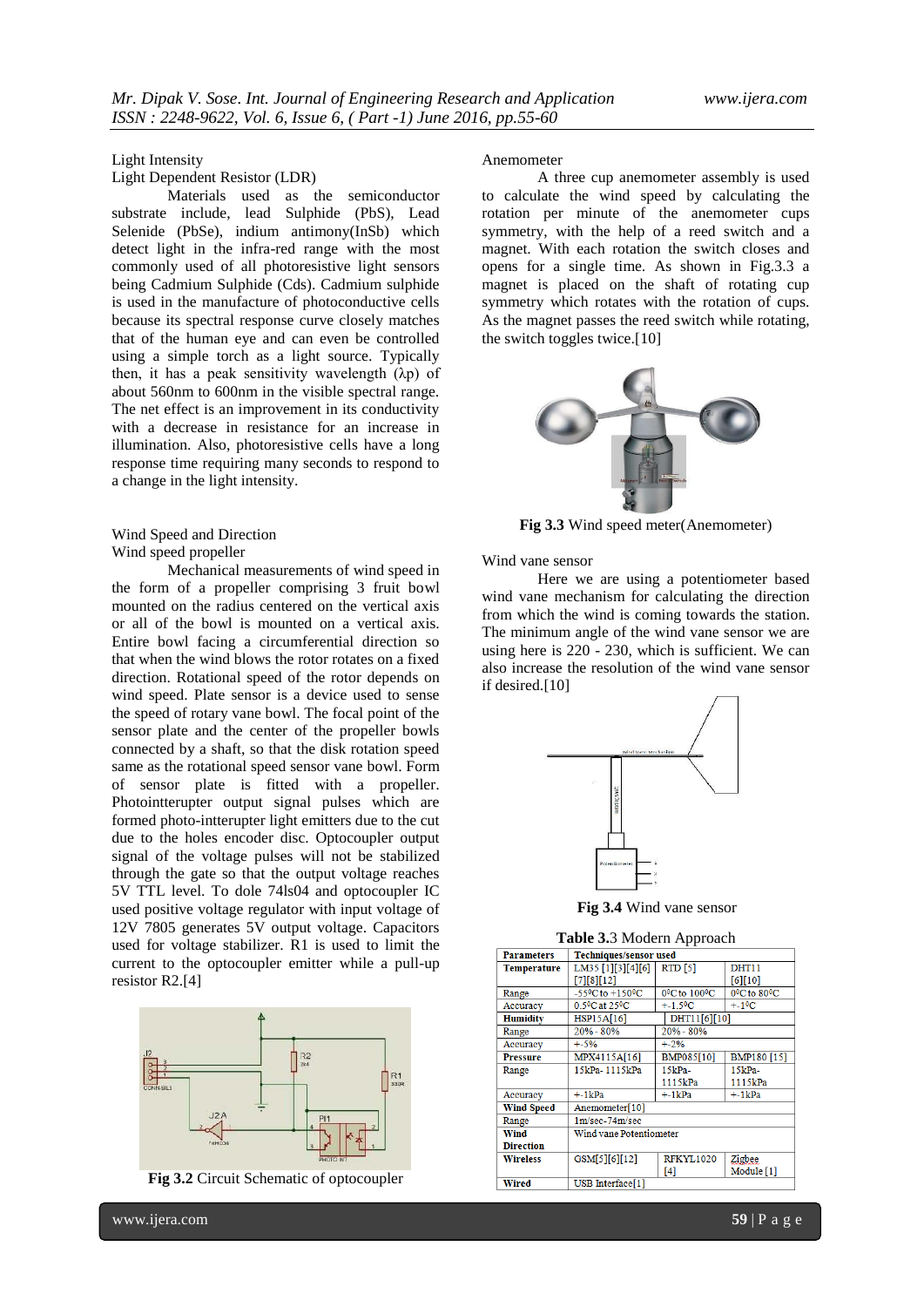Light Intensity

Light Dependent Resistor (LDR)

Materials used as the semiconductor substrate include, lead Sulphide (PbS), Lead Selenide (PbSe), indium antimony(InSb) which detect light in the infra-red range with the most commonly used of all photoresistive light sensors being Cadmium Sulphide (Cds). Cadmium sulphide is used in the manufacture of photoconductive cells because its spectral response curve closely matches that of the human eye and can even be controlled using a simple torch as a light source. Typically then, it has a peak sensitivity wavelength (λp) of about 560nm to 600nm in the visible spectral range. The net effect is an improvement in its conductivity with a decrease in resistance for an increase in illumination. Also, photoresistive cells have a long response time requiring many seconds to respond to a change in the light intensity.

Wind Speed and Direction

Wind speed propeller

Mechanical measurements of wind speed in the form of a propeller comprising 3 fruit bowl mounted on the radius centered on the vertical axis or all of the bowl is mounted on a vertical axis. Entire bowl facing a circumferential direction so that when the wind blows the rotor rotates on a fixed direction. Rotational speed of the rotor depends on wind speed. Plate sensor is a device used to sense the speed of rotary vane bowl. The focal point of the sensor plate and the center of the propeller bowls connected by a shaft, so that the disk rotation speed same as the rotational speed sensor vane bowl. Form of sensor plate is fitted with a propeller. Photointteruptер output signal pulses which are formed photo-intterupter light emitters due to the cut due to the holes encoder disc. Optocoupler output signal of the voltage pulses will not be stabilized through the gate so that the output voltage reaches 5V TTL level. To dole 74ls04 and optocoupler IC used positive voltage regulator with input voltage of 12V 7805 generates 5V output voltage. Capacitors used for voltage stabilizer. R1 is used to limit the current to the optocoupler emitter while a pull-up resistor R2.[4]

**Fig 3.2** Circuit Schematic of optocoupler

Anemometer

A three cup anemometer assembly is used to calculate the wind speed by calculating the rotation per minute of the anemometer cups symmetry, with the help of a reed switch and a magnet. With each rotation the switch closes and opens for a single time. As shown in Fig.3.3 a magnet is placed on the shaft of rotating cup symmetry which rotates with the rotation of cups. As the magnet passes the reed switch while rotating, the switch toggles twice.[10]

**Fig 3.3** Wind speed meter(Anemometer)

Wind vane sensor

Here we are using a potentiometer based wind vane mechanism for calculating the direction from which the wind is coming towards the station. The minimum angle of the wind vane sensor we are using here is 220 - 230, which is sufficient. We can also increase the resolution of the wind vane sensor if desired.[10]

**Fig 3.4** Wind vane sensor

**Table 3.**3 Modern Approach

| Parameters | Techniques/sensor used | | |
|---|---|---|---|
| **Temperature** | LM35 [1][3][4][6][7][8][12] | RTD [5] | DHT11 [6][10] |
| Range | -55$^0$C to +150$^0$C | 0$^0$C to 100$^0$C | 0$^0$C to 80$^0$C |
| Accuracy | 0.5$^0$C at 25$^0$C | +-1.5$^0$C | +-1$^0$C |
| **Humidity** | HSP15A[16] | DHT11[6][10] | |
| Range | 20% - 80% | 20% - 80% | |
| Accuracy | +-5% | +-2% | |
| **Pressure** | MPX4115A[16] | BMP085[10] | BMP180 [15] |
| Range | 15kPa- 1115kPa | 15kPa- 1115kPa | 15kPa- 1115kPa |
| Accuracy | +-1kPa | +-1kPa | +-1kPa |
| **Wind Speed** | Anemometer[10] | | |
| Range | 1m/sec-74m/sec | | |
| **Wind Direction** | Wind vane Potentiometer | | |
| **Wireless** | GSM[5][6][12] | RFKYL1020 [4] | Zigbee Module [1] |
| **Wired** | USB Interface[1] | | |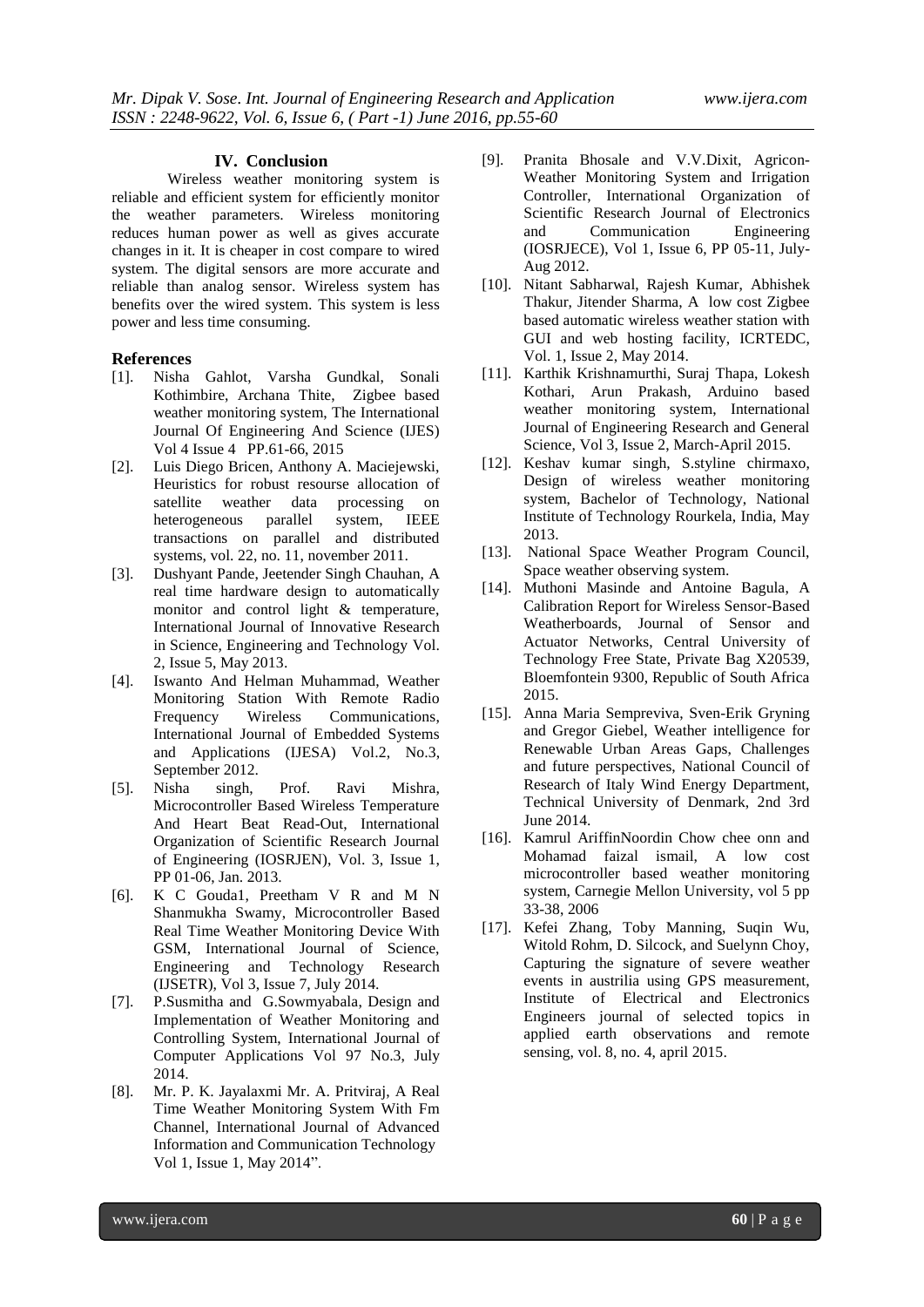## IV. Conclusion

Wireless weather monitoring system is reliable and efficient system for efficiently monitor the weather parameters. Wireless monitoring reduces human power as well as gives accurate changes in it. It is cheaper in cost compare to wired system. The digital sensors are more accurate and reliable than analog sensor. Wireless system has benefits over the wired system. This system is less power and less time consuming.

## References

[1]. Nisha Gahlot, Varsha Gundkal, Sonali Kothimbire, Archana Thite, Zigbee based weather monitoring system, The International Journal Of Engineering And Science (IJES) Vol 4 Issue 4 PP.61-66, 2015

[2]. Luis Diego Bricen, Anthony A. Maciejewski, Heuristics for robust resourse allocation of satellite weather data processing on heterogeneous parallel system, IEEE transactions on parallel and distributed systems, vol. 22, no. 11, november 2011.

[3]. Dushyant Pande, Jeetender Singh Chauhan, A real time hardware design to automatically monitor and control light & temperature, International Journal of Innovative Research in Science, Engineering and Technology Vol. 2, Issue 5, May 2013.

[4]. Iswanto And Helman Muhammad, Weather Monitoring Station With Remote Radio Frequency Wireless Communications, International Journal of Embedded Systems and Applications (IJESA) Vol.2, No.3, September 2012.

[5]. Nisha singh, Prof. Ravi Mishra, Microcontroller Based Wireless Temperature And Heart Beat Read-Out, International Organization of Scientific Research Journal of Engineering (IOSRJEN), Vol. 3, Issue 1, PP 01-06, Jan. 2013.

[6]. K C Gouda1, Preetham V R and M N Shanmukha Swamy, Microcontroller Based Real Time Weather Monitoring Device With GSM, International Journal of Science, Engineering and Technology Research (IJSETR), Vol 3, Issue 7, July 2014.

[7]. P.Susmitha and G.Sowmyabala, Design and Implementation of Weather Monitoring and Controlling System, International Journal of Computer Applications Vol 97 No.3, July 2014.

[8]. Mr. P. K. Jayalaxmi Mr. A. Pritviraj, A Real Time Weather Monitoring System With Fm Channel, International Journal of Advanced Information and Communication Technology Vol 1, Issue 1, May 2014".

[9]. Pranita Bhosale and V.V.Dixit, Agricon-Weather Monitoring System and Irrigation Controller, International Organization of Scientific Research Journal of Electronics and Communication Engineering (IOSRJECE), Vol 1, Issue 6, PP 05-11, July-Aug 2012.

[10]. Nitant Sabharwal, Rajesh Kumar, Abhishek Thakur, Jitender Sharma, A low cost Zigbee based automatic wireless weather station with GUI and web hosting facility, ICRTEDC, Vol. 1, Issue 2, May 2014.

[11]. Karthik Krishnamurthi, Suraj Thapa, Lokesh Kothari, Arun Prakash, Arduino based weather monitoring system, International Journal of Engineering Research and General Science, Vol 3, Issue 2, March-April 2015.

[12]. Keshav kumar singh, S.styline chirmaxo, Design of wireless weather monitoring system, Bachelor of Technology, National Institute of Technology Rourkela, India, May 2013.

[13]. National Space Weather Program Council, Space weather observing system.

[14]. Muthoni Masinde and Antoine Bagula, A Calibration Report for Wireless Sensor-Based Weatherboards, Journal of Sensor and Actuator Networks, Central University of Technology Free State, Private Bag X20539, Bloemfontein 9300, Republic of South Africa 2015.

[15]. Anna Maria Sempreviva, Sven-Erik Gryning and Gregor Giebel, Weather intelligence for Renewable Urban Areas Gaps, Challenges and future perspectives, National Council of Research of Italy Wind Energy Department, Technical University of Denmark, 2nd 3rd June 2014.

[16]. Kamrul AriffinNoordin Chow chee onn and Mohamad faizal ismail, A low cost microcontroller based weather monitoring system, Carnegie Mellon University, vol 5 pp 33-38, 2006

[17]. Kefei Zhang, Toby Manning, Suqin Wu, Witold Rohm, D. Silcock, and Suelynn Choy, Capturing the signature of severe weather events in austrilia using GPS measurement, Institute of Electrical and Electronics Engineers journal of selected topics in applied earth observations and remote sensing, vol. 8, no. 4, april 2015.